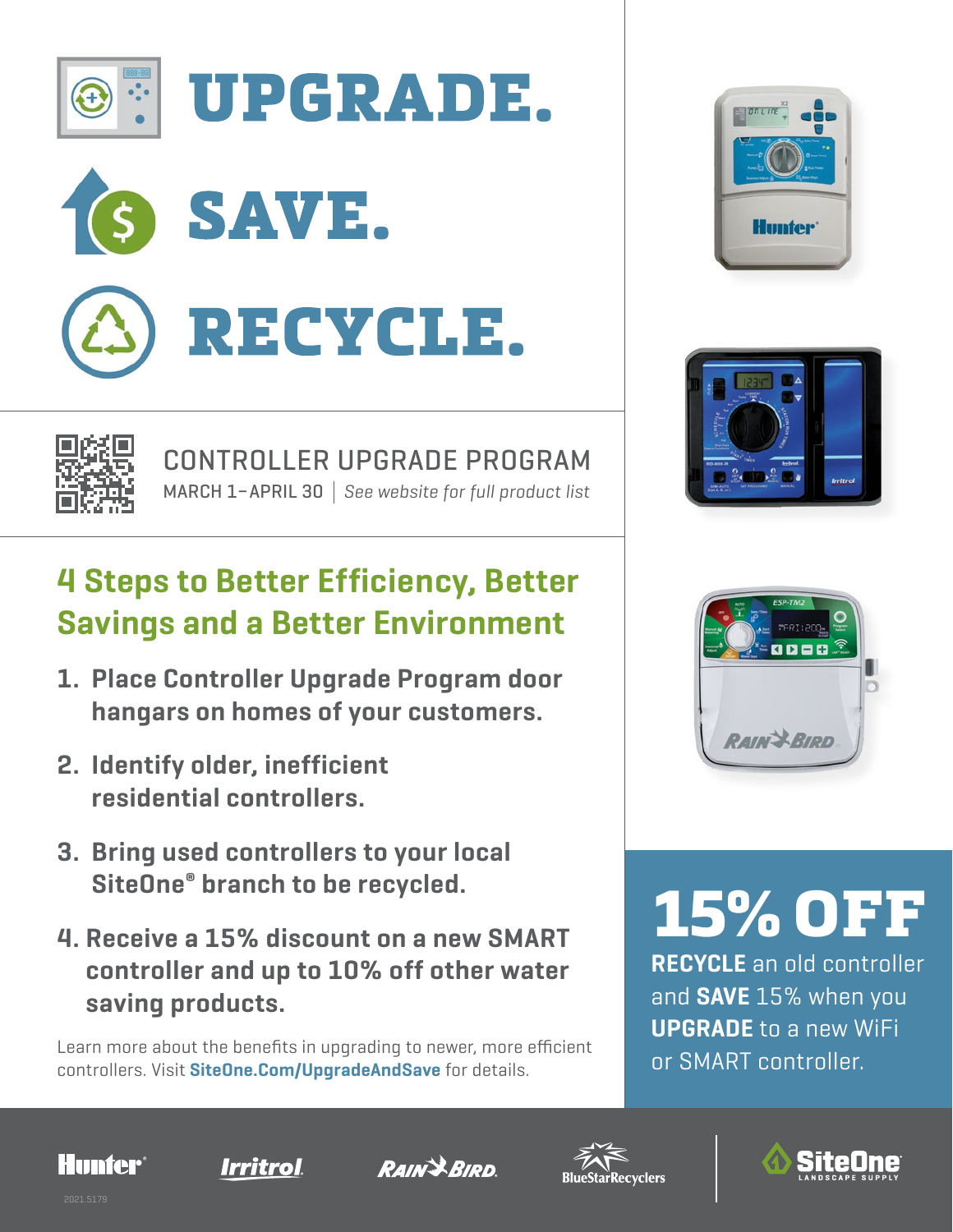# UPGRADE.

# SAVE.

# RECYCLE.

## CONTROLLER UPGRADE PROGRAM

MARCH 1–APRIL 30 | *See website for full product list*

## 4 Steps to Better Efficiency, Better Savings and a Better Environment

1. **Place Controller Upgrade Program door hangars on homes of your customers.**
2. **Identify older, inefficient residential controllers.**
3. **Bring used controllers to your local SiteOne® branch to be recycled.**
4. **Receive a 15% discount on a new SMART controller and up to 10% off other water saving products.**

Learn more about the benefits in upgrading to newer, more efficient controllers. Visit **SiteOne.Com/UpgradeAndSave** for details.

# 15% OFF

**RECYCLE** an old controller and **SAVE** 15% when you **UPGRADE** to a new WiFi or SMART controller.

Hunter | Irritrol | Rain Bird | BlueStarRecyclers | SiteOne Landscape Supply

2021.5179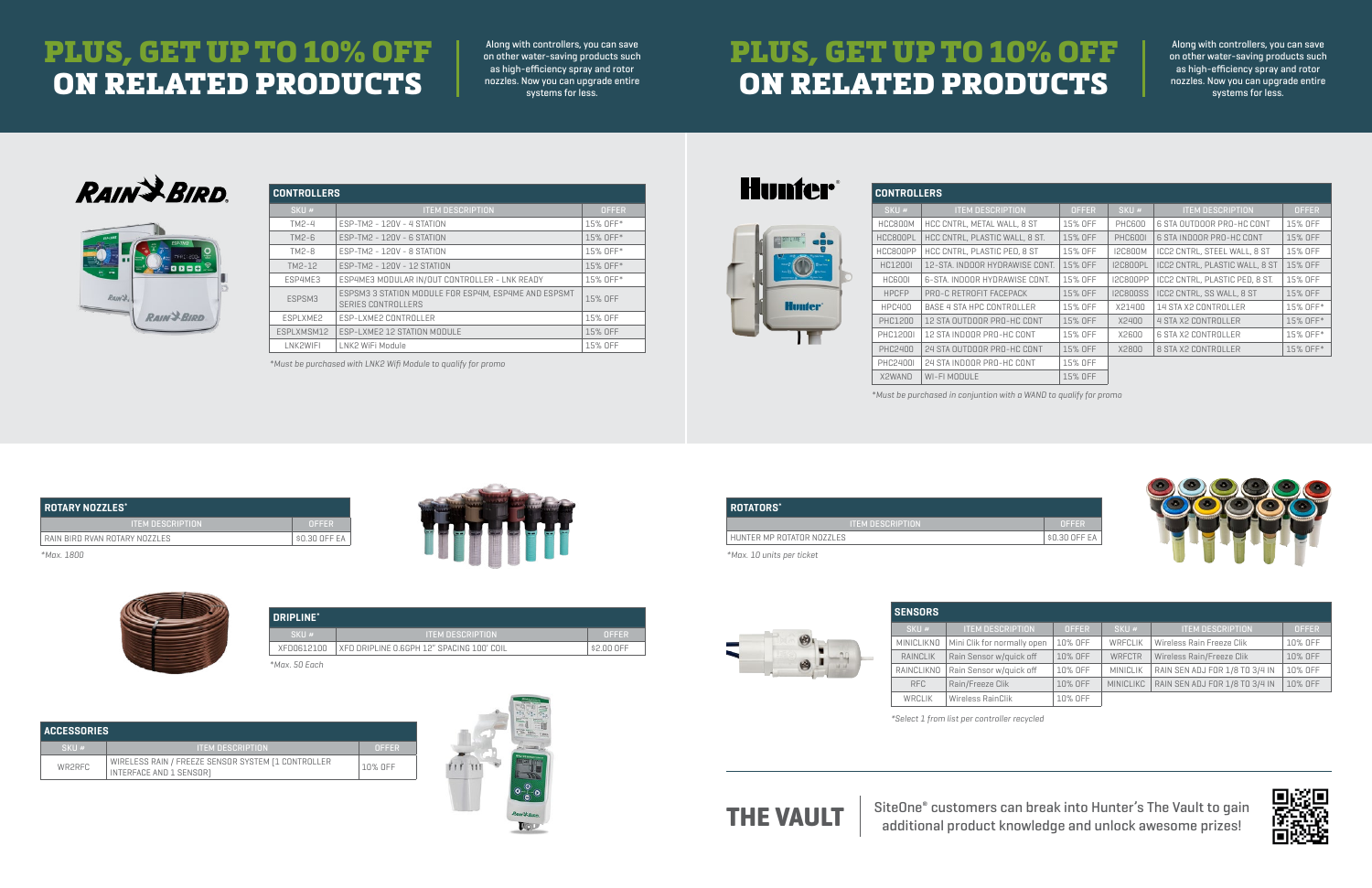# PLUS, GET UP TO 10% OFF ON RELATED PRODUCTS

Along with controllers, you can save on other water-saving products such as high-efficiency spray and rotor nozzles. Now you can upgrade entire systems for less.

## RAIN BIRD

### CONTROLLERS

| SKU # | ITEM DESCRIPTION | OFFER |
|---|---|---|
| TM2-4 | ESP-TM2 - 120V - 4 STATION | 15% OFF* |
| TM2-6 | ESP-TM2 - 120V - 6 STATION | 15% OFF* |
| TM2-8 | ESP-TM2 - 120V - 8 STATION | 15% OFF* |
| TM2-12 | ESP-TM2 - 120V - 12 STATION | 15% OFF* |
| ESP4ME3 | ESP4ME3 MODULAR IN/OUT CONTROLLER - LNK READY | 15% OFF* |
| ESPSM3 | ESPSM3 3 STATION MODULE FOR ESP4M, ESP4ME AND ESPSMT SERIES CONTROLLERS | 15% OFF |
| ESPLXME2 | ESP-LXME2 CONTROLLER | 15% OFF |
| ESPLXMSM12 | ESP-LXME2 12 STATION MODULE | 15% OFF |
| LNK2WIFI | LNK2 WiFi Module | 15% OFF |

*Must be purchased with LNK2 Wifi Module to qualify for promo

### ROTARY NOZZLES*

| ITEM DESCRIPTION | OFFER |
|---|---|
| RAIN BIRD RVAN ROTARY NOZZLES | $0.30 OFF EA |

*Max. 1800

### DRIPLINE*

| SKU # | ITEM DESCRIPTION | OFFER |
|---|---|---|
| XFD0612100 | XFD DRIPLINE 0.6GPH 12" SPACING 100' COIL | $2.00 OFF |

*Max. 50 Each

### ACCESSORIES

| SKU # | ITEM DESCRIPTION | OFFER |
|---|---|---|
| WR2RFC | WIRELESS RAIN / FREEZE SENSOR SYSTEM [1 CONTROLLER INTERFACE AND 1 SENSOR] | 10% OFF |

# PLUS, GET UP TO 10% OFF ON RELATED PRODUCTS

Along with controllers, you can save on other water-saving products such as high-efficiency spray and rotor nozzles. Now you can upgrade entire systems for less.

## Hunter

### CONTROLLERS

| SKU # | ITEM DESCRIPTION | OFFER | SKU # | ITEM DESCRIPTION | OFFER |
|---|---|---|---|---|---|
| HCC800M | HCC CNTRL, METAL WALL, 8 ST | 15% OFF | PHC600 | 6 STA OUTDOOR PRO-HC CONT | 15% OFF |
| HCC800PL | HCC CNTRL, PLASTIC WALL, 8 ST. | 15% OFF | PHC600I | 6 STA INDOOR PRO-HC CONT | 15% OFF |
| HCC800PP | HCC CNTRL, PLASTIC PED, 8 ST | 15% OFF | I2C800M | ICC2 CNTRL, STEEL WALL, 8 ST | 15% OFF |
| HC1200I | 12-STA. INDOOR HYDRAWISE CONT. | 15% OFF | I2C800PL | ICC2 CNTRL, PLASTIC WALL, 8 ST | 15% OFF |
| HC600I | 6-STA. INDOOR HYDRAWISE CONT. | 15% OFF | I2C800PP | ICC2 CNTRL, PLASTIC PED, 8 ST. | 15% OFF |
| HPCFP | PRO-C RETROFIT FACEPACK | 15% OFF | I2C800SS | ICC2 CNTRL, SS WALL, 8 ST | 15% OFF |
| HPC400 | BASE 4 STA HPC CONTROLLER | 15% OFF | X21400 | 14 STA X2 CONTROLLER | 15% OFF* |
| PHC1200 | 12 STA OUTDOOR PRO-HC CONT | 15% OFF | X2400 | 4 STA X2 CONTROLLER | 15% OFF* |
| PHC1200I | 12 STA INDOOR PRO-HC CONT | 15% OFF | X2600 | 6 STA X2 CONTROLLER | 15% OFF* |
| PHC2400 | 24 STA OUTDOOR PRO-HC CONT | 15% OFF | X2800 | 8 STA X2 CONTROLLER | 15% OFF* |
| PHC2400I | 24 STA INDOOR PRO-HC CONT | 15% OFF | | | |
| X2WAND | WI-FI MODULE | 15% OFF | | | |

*Must be purchased in conjunction with a WAND to qualify for promo

### ROTATORS*

| ITEM DESCRIPTION | OFFER |
|---|---|
| HUNTER MP ROTATOR NOZZLES | $0.30 OFF EA |

*Max. 10 units per ticket

### SENSORS

| SKU # | ITEM DESCRIPTION | OFFER | SKU # | ITEM DESCRIPTION | OFFER |
|---|---|---|---|---|---|
| MINICLIKNO | Mini Clik for normally open | 10% OFF | WRFCLIK | Wireless Rain Freeze Clik | 10% OFF |
| RAINCLIK | Rain Sensor w/quick off | 10% OFF | WRFCTR | Wireless Rain/Freeze Clik | 10% OFF |
| RAINCLIKNO | Rain Sensor w/quick off | 10% OFF | MINICLIK | RAIN SEN ADJ FOR 1/8 TO 3/4 IN | 10% OFF |
| RFC | Rain/Freeze Clik | 10% OFF | MINICLIKC | RAIN SEN ADJ FOR 1/8 TO 3/4 IN | 10% OFF |
| WRCLIK | Wireless RainClik | 10% OFF | | | |

*Select 1 from list per controller recycled

## THE VAULT

SiteOne® customers can break into Hunter's The Vault to gain additional product knowledge and unlock awesome prizes!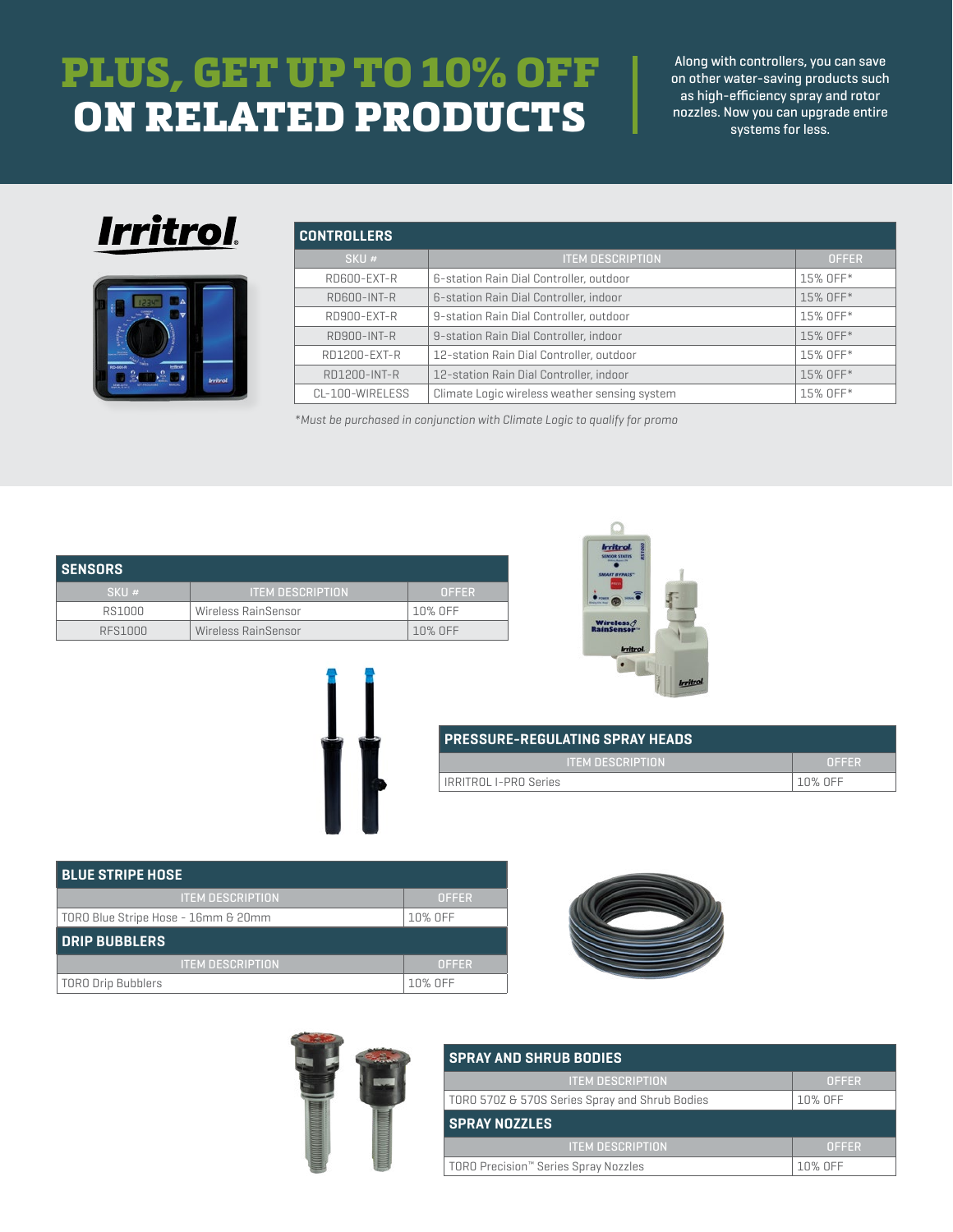# PLUS, GET UP TO 10% OFF ON RELATED PRODUCTS

Along with controllers, you can save on other water-saving products such as high-efficiency spray and rotor nozzles. Now you can upgrade entire systems for less.

Irritrol

## CONTROLLERS

| SKU # | ITEM DESCRIPTION | OFFER |
| --- | --- | --- |
| RD600-EXT-R | 6-station Rain Dial Controller, outdoor | 15% OFF* |
| RD600-INT-R | 6-station Rain Dial Controller, indoor | 15% OFF* |
| RD900-EXT-R | 9-station Rain Dial Controller, outdoor | 15% OFF* |
| RD900-INT-R | 9-station Rain Dial Controller, indoor | 15% OFF* |
| RD1200-EXT-R | 12-station Rain Dial Controller, outdoor | 15% OFF* |
| RD1200-INT-R | 12-station Rain Dial Controller, indoor | 15% OFF* |
| CL-100-WIRELESS | Climate Logic wireless weather sensing system | 15% OFF* |

*Must be purchased in conjunction with Climate Logic to qualify for promo*

## SENSORS

| SKU # | ITEM DESCRIPTION | OFFER |
| --- | --- | --- |
| RS1000 | Wireless RainSensor | 10% OFF |
| RFS1000 | Wireless RainSensor | 10% OFF |

## PRESSURE-REGULATING SPRAY HEADS

| ITEM DESCRIPTION | OFFER |
| --- | --- |
| IRRITROL I-PRO Series | 10% OFF |

## BLUE STRIPE HOSE

| ITEM DESCRIPTION | OFFER |
| --- | --- |
| TORO Blue Stripe Hose - 16mm & 20mm | 10% OFF |

## DRIP BUBBLERS

| ITEM DESCRIPTION | OFFER |
| --- | --- |
| TORO Drip Bubblers | 10% OFF |

## SPRAY AND SHRUB BODIES

| ITEM DESCRIPTION | OFFER |
| --- | --- |
| TORO 570Z & 570S Series Spray and Shrub Bodies | 10% OFF |

## SPRAY NOZZLES

| ITEM DESCRIPTION | OFFER |
| --- | --- |
| TORO Precision™ Series Spray Nozzles | 10% OFF |